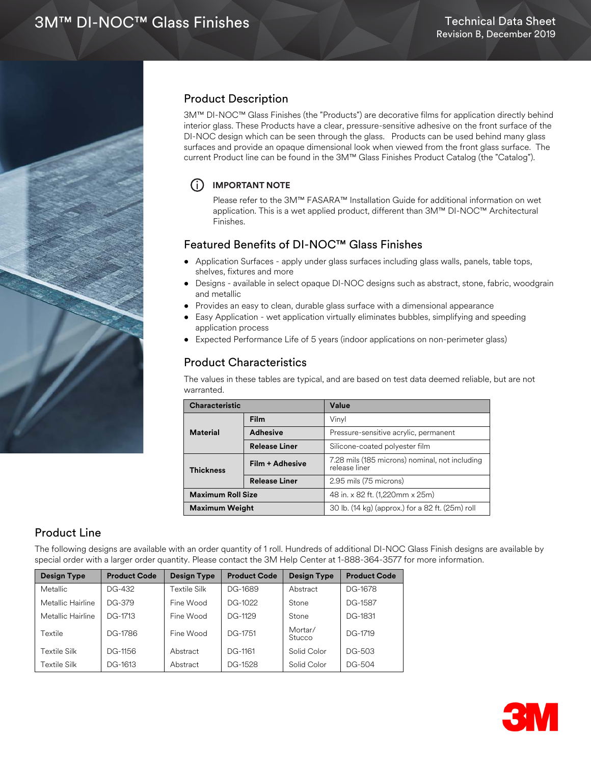# 3M™ DI-NOC™ Glass Finishes

Technical Data Sheet
Revision B, December 2019

## Product Description

3M™ DI-NOC™ Glass Finishes (the "Products") are decorative films for application directly behind interior glass. These Products have a clear, pressure-sensitive adhesive on the front surface of the DI-NOC design which can be seen through the glass. Products can be used behind many glass surfaces and provide an opaque dimensional look when viewed from the front glass surface. The current Product line can be found in the 3M™ Glass Finishes Product Catalog (the "Catalog").

**IMPORTANT NOTE**

Please refer to the 3M™ FASARA™ Installation Guide for additional information on wet application. This is a wet applied product, different than 3M™ DI-NOC™ Architectural Finishes.

## Featured Benefits of DI-NOC™ Glass Finishes

- Application Surfaces - apply under glass surfaces including glass walls, panels, table tops, shelves, fixtures and more
- Designs - available in select opaque DI-NOC designs such as abstract, stone, fabric, woodgrain and metallic
- Provides an easy to clean, durable glass surface with a dimensional appearance
- Easy Application - wet application virtually eliminates bubbles, simplifying and speeding application process
- Expected Performance Life of 5 years (indoor applications on non-perimeter glass)

## Product Characteristics

The values in these tables are typical, and are based on test data deemed reliable, but are not warranted.

| Characteristic | | Value |
|---|---|---|
| **Material** | **Film** | Vinyl |
| | **Adhesive** | Pressure-sensitive acrylic, permanent |
| | **Release Liner** | Silicone-coated polyester film |
| **Thickness** | **Film + Adhesive** | 7.28 mils (185 microns) nominal, not including release liner |
| | **Release Liner** | 2.95 mils (75 microns) |
| **Maximum Roll Size** | | 48 in. x 82 ft. (1,220mm x 25m) |
| **Maximum Weight** | | 30 lb. (14 kg) (approx.) for a 82 ft. (25m) roll |

## Product Line

The following designs are available with an order quantity of 1 roll. Hundreds of additional DI-NOC Glass Finish designs are available by special order with a larger order quantity. Please contact the 3M Help Center at 1-888-364-3577 for more information.

| Design Type | Product Code | Design Type | Product Code | Design Type | Product Code |
|---|---|---|---|---|---|
| Metallic | DG-432 | Textile Silk | DG-1689 | Abstract | DG-1678 |
| Metallic Hairline | DG-379 | Fine Wood | DG-1022 | Stone | DG-1587 |
| Metallic Hairline | DG-1713 | Fine Wood | DG-1129 | Stone | DG-1831 |
| Textile | DG-1786 | Fine Wood | DG-1751 | Mortar/ Stucco | DG-1719 |
| Textile Silk | DG-1156 | Abstract | DG-1161 | Solid Color | DG-503 |
| Textile Silk | DG-1613 | Abstract | DG-1528 | Solid Color | DG-504 |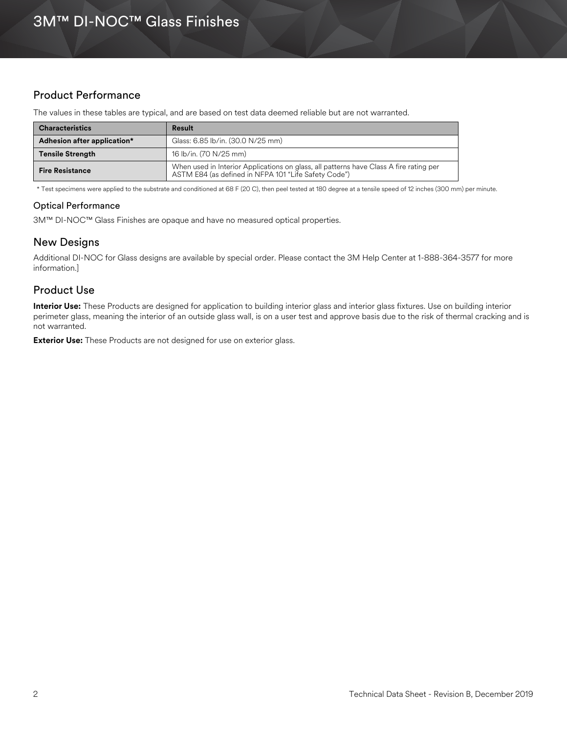## Product Performance

The values in these tables are typical, and are based on test data deemed reliable but are not warranted.

| Characteristics | Result |
| --- | --- |
| **Adhesion after application*** | Glass: 6.85 lb/in. (30.0 N/25 mm) |
| **Tensile Strength** | 16 lb/in. (70 N/25 mm) |
| **Fire Resistance** | When used in Interior Applications on glass, all patterns have Class A fire rating per ASTM E84 (as defined in NFPA 101 "Life Safety Code") |

\* Test specimens were applied to the substrate and conditioned at 68 F (20 C), then peel tested at 180 degree at a tensile speed of 12 inches (300 mm) per minute.

### Optical Performance

3M™ DI-NOC™ Glass Finishes are opaque and have no measured optical properties.

## New Designs

Additional DI-NOC for Glass designs are available by special order. Please contact the 3M Help Center at 1-888-364-3577 for more information.]

## Product Use

**Interior Use:** These Products are designed for application to building interior glass and interior glass fixtures. Use on building interior perimeter glass, meaning the interior of an outside glass wall, is on a user test and approve basis due to the risk of thermal cracking and is not warranted.

**Exterior Use:** These Products are not designed for use on exterior glass.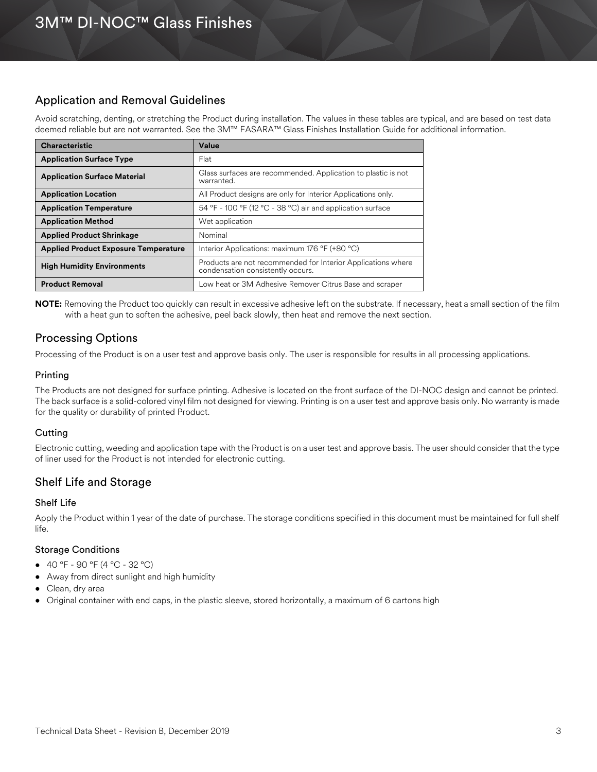## Application and Removal Guidelines

Avoid scratching, denting, or stretching the Product during installation. The values in these tables are typical, and are based on test data deemed reliable but are not warranted. See the 3M™ FASARA™ Glass Finishes Installation Guide for additional information.

| Characteristic | Value |
|---|---|
| **Application Surface Type** | Flat |
| **Application Surface Material** | Glass surfaces are recommended. Application to plastic is not warranted. |
| **Application Location** | All Product designs are only for Interior Applications only. |
| **Application Temperature** | 54 °F - 100 °F (12 °C - 38 °C) air and application surface |
| **Application Method** | Wet application |
| **Applied Product Shrinkage** | Nominal |
| **Applied Product Exposure Temperature** | Interior Applications: maximum 176 °F (+80 °C) |
| **High Humidity Environments** | Products are not recommended for Interior Applications where condensation consistently occurs. |
| **Product Removal** | Low heat or 3M Adhesive Remover Citrus Base and scraper |

**NOTE:** Removing the Product too quickly can result in excessive adhesive left on the substrate. If necessary, heat a small section of the film with a heat gun to soften the adhesive, peel back slowly, then heat and remove the next section.

## Processing Options

Processing of the Product is on a user test and approve basis only. The user is responsible for results in all processing applications.

### Printing

The Products are not designed for surface printing. Adhesive is located on the front surface of the DI-NOC design and cannot be printed. The back surface is a solid-colored vinyl film not designed for viewing. Printing is on a user test and approve basis only. No warranty is made for the quality or durability of printed Product.

### Cutting

Electronic cutting, weeding and application tape with the Product is on a user test and approve basis. The user should consider that the type of liner used for the Product is not intended for electronic cutting.

## Shelf Life and Storage

### Shelf Life

Apply the Product within 1 year of the date of purchase. The storage conditions specified in this document must be maintained for full shelf life.

### Storage Conditions

- 40 °F - 90 °F (4 °C - 32 °C)
- Away from direct sunlight and high humidity
- Clean, dry area
- Original container with end caps, in the plastic sleeve, stored horizontally, a maximum of 6 cartons high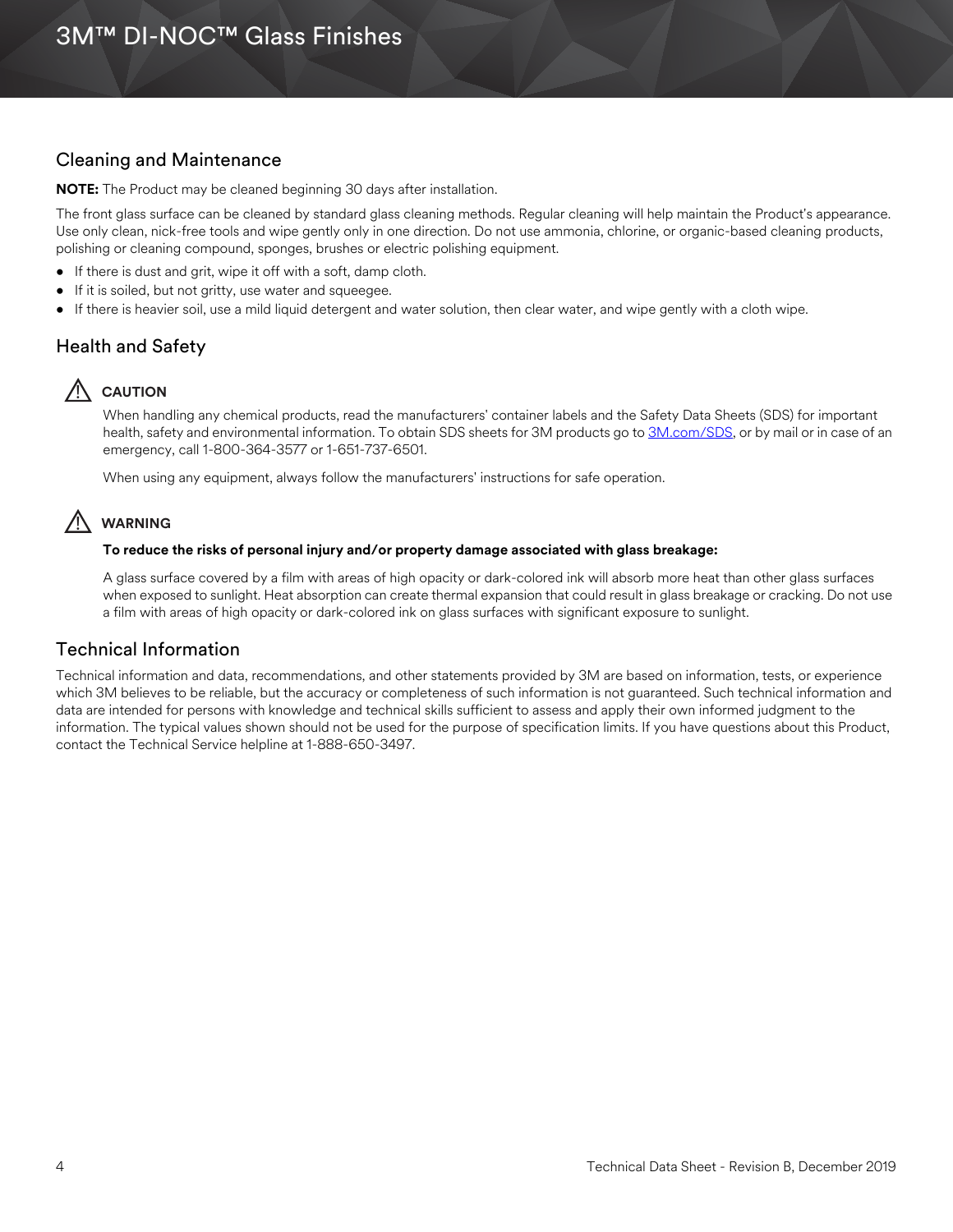## Cleaning and Maintenance

**NOTE:** The Product may be cleaned beginning 30 days after installation.

The front glass surface can be cleaned by standard glass cleaning methods. Regular cleaning will help maintain the Product's appearance. Use only clean, nick-free tools and wipe gently only in one direction. Do not use ammonia, chlorine, or organic-based cleaning products, polishing or cleaning compound, sponges, brushes or electric polishing equipment.

- If there is dust and grit, wipe it off with a soft, damp cloth.
- If it is soiled, but not gritty, use water and squeegee.
- If there is heavier soil, use a mild liquid detergent and water solution, then clear water, and wipe gently with a cloth wipe.

## Health and Safety

⚠ **CAUTION**

When handling any chemical products, read the manufacturers' container labels and the Safety Data Sheets (SDS) for important health, safety and environmental information. To obtain SDS sheets for 3M products go to 3M.com/SDS, or by mail or in case of an emergency, call 1-800-364-3577 or 1-651-737-6501.

When using any equipment, always follow the manufacturers' instructions for safe operation.

⚠ **WARNING**

**To reduce the risks of personal injury and/or property damage associated with glass breakage:**

A glass surface covered by a film with areas of high opacity or dark-colored ink will absorb more heat than other glass surfaces when exposed to sunlight. Heat absorption can create thermal expansion that could result in glass breakage or cracking. Do not use a film with areas of high opacity or dark-colored ink on glass surfaces with significant exposure to sunlight.

## Technical Information

Technical information and data, recommendations, and other statements provided by 3M are based on information, tests, or experience which 3M believes to be reliable, but the accuracy or completeness of such information is not guaranteed. Such technical information and data are intended for persons with knowledge and technical skills sufficient to assess and apply their own informed judgment to the information. The typical values shown should not be used for the purpose of specification limits. If you have questions about this Product, contact the Technical Service helpline at 1-888-650-3497.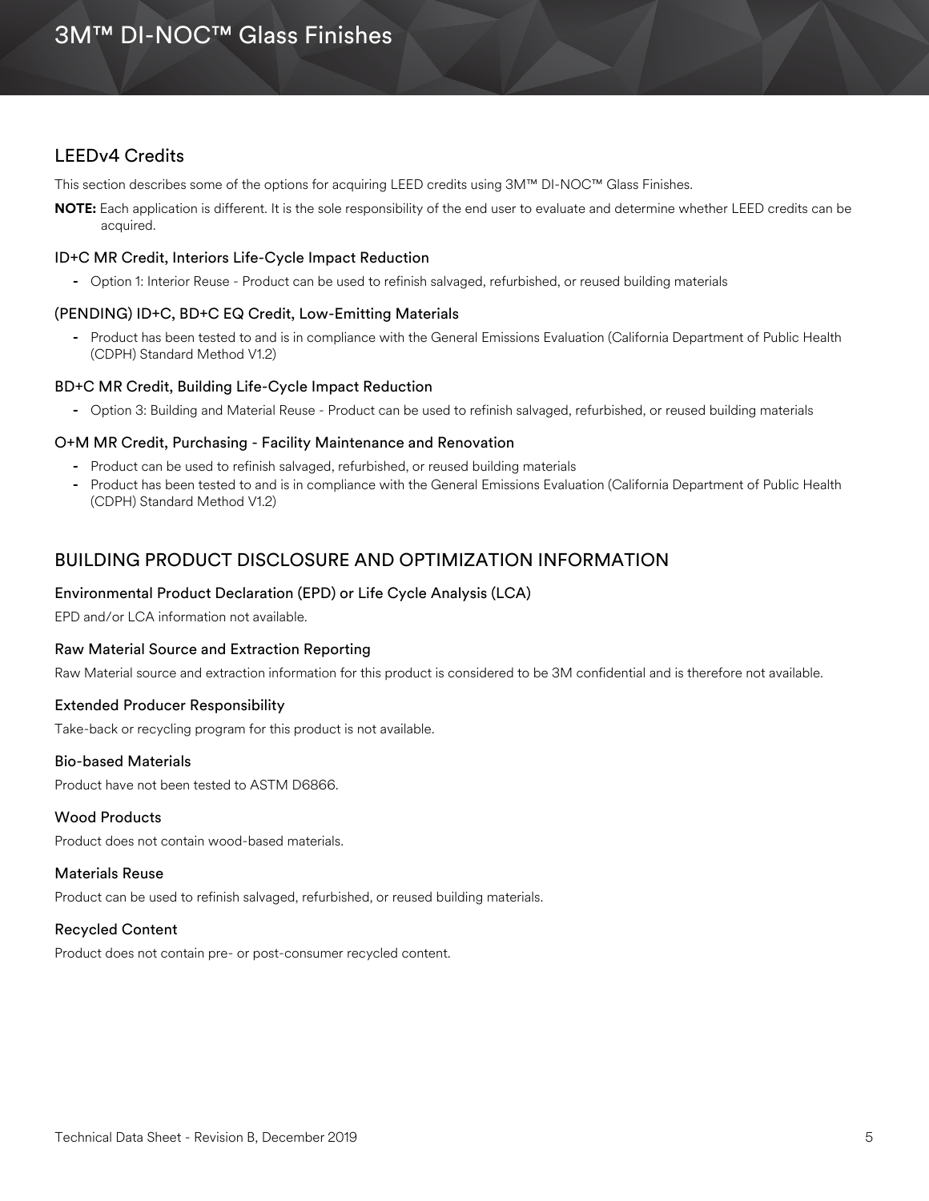## LEEDv4 Credits

This section describes some of the options for acquiring LEED credits using 3M™ DI-NOC™ Glass Finishes.

**NOTE:** Each application is different. It is the sole responsibility of the end user to evaluate and determine whether LEED credits can be acquired.

### ID+C MR Credit, Interiors Life-Cycle Impact Reduction

- Option 1: Interior Reuse - Product can be used to refinish salvaged, refurbished, or reused building materials

### (PENDING) ID+C, BD+C EQ Credit, Low-Emitting Materials

- Product has been tested to and is in compliance with the General Emissions Evaluation (California Department of Public Health (CDPH) Standard Method V1.2)

### BD+C MR Credit, Building Life-Cycle Impact Reduction

- Option 3: Building and Material Reuse - Product can be used to refinish salvaged, refurbished, or reused building materials

### O+M MR Credit, Purchasing - Facility Maintenance and Renovation

- Product can be used to refinish salvaged, refurbished, or reused building materials
- Product has been tested to and is in compliance with the General Emissions Evaluation (California Department of Public Health (CDPH) Standard Method V1.2)

## BUILDING PRODUCT DISCLOSURE AND OPTIMIZATION INFORMATION

### Environmental Product Declaration (EPD) or Life Cycle Analysis (LCA)

EPD and/or LCA information not available.

### Raw Material Source and Extraction Reporting

Raw Material source and extraction information for this product is considered to be 3M confidential and is therefore not available.

### Extended Producer Responsibility

Take-back or recycling program for this product is not available.

### Bio-based Materials

Product have not been tested to ASTM D6866.

### Wood Products

Product does not contain wood-based materials.

### Materials Reuse

Product can be used to refinish salvaged, refurbished, or reused building materials.

### Recycled Content

Product does not contain pre- or post-consumer recycled content.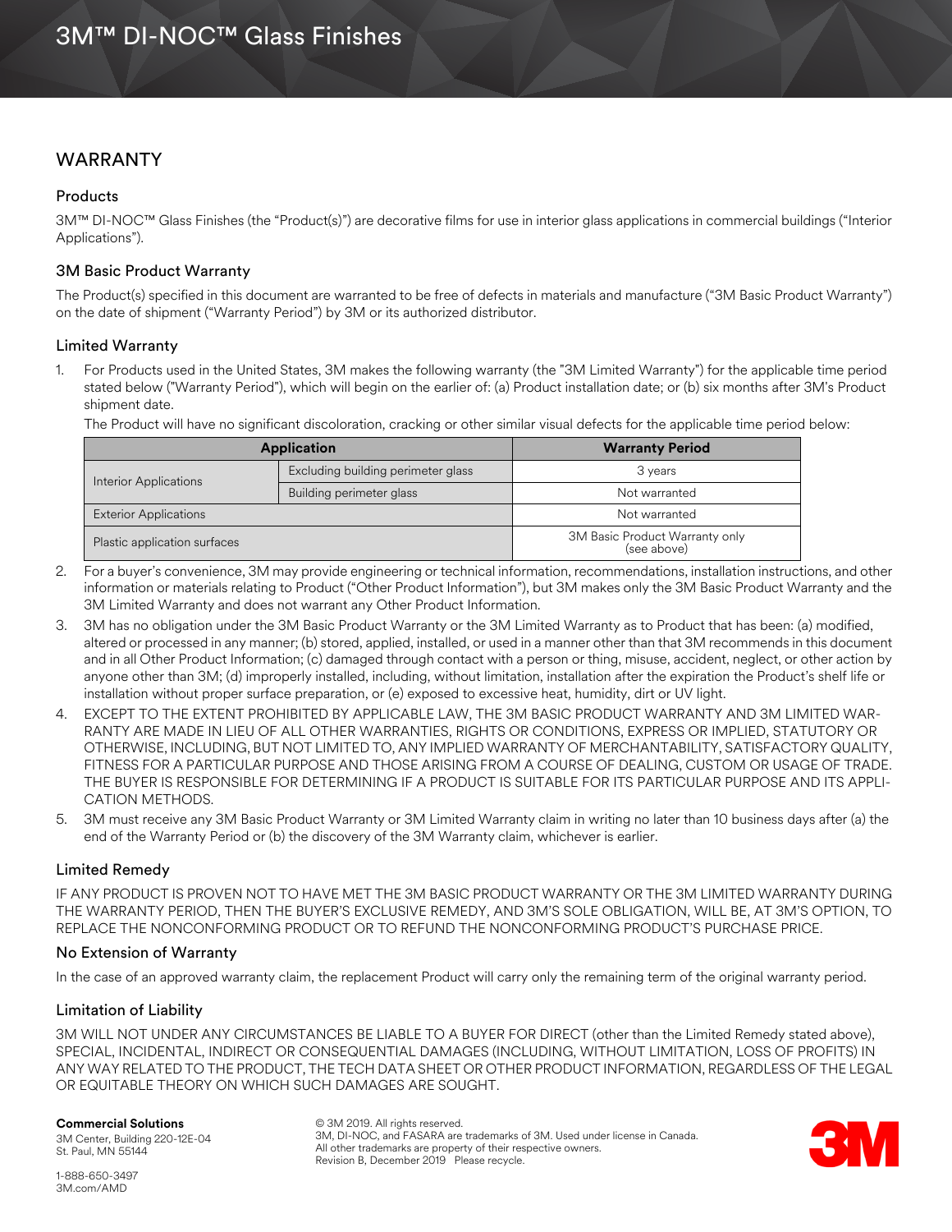# WARRANTY

## Products

3M™ DI-NOC™ Glass Finishes (the "Product(s)") are decorative films for use in interior glass applications in commercial buildings ("Interior Applications").

## 3M Basic Product Warranty

The Product(s) specified in this document are warranted to be free of defects in materials and manufacture ("3M Basic Product Warranty") on the date of shipment ("Warranty Period") by 3M or its authorized distributor.

## Limited Warranty

1. For Products used in the United States, 3M makes the following warranty (the "3M Limited Warranty") for the applicable time period stated below ("Warranty Period"), which will begin on the earlier of: (a) Product installation date; or (b) six months after 3M's Product shipment date.

   The Product will have no significant discoloration, cracking or other similar visual defects for the applicable time period below:

| Application | | Warranty Period |
|---|---|---|
| Interior Applications | Excluding building perimeter glass | 3 years |
| | Building perimeter glass | Not warranted |
| Exterior Applications | | Not warranted |
| Plastic application surfaces | | 3M Basic Product Warranty only (see above) |

2. For a buyer's convenience, 3M may provide engineering or technical information, recommendations, installation instructions, and other information or materials relating to Product ("Other Product Information"), but 3M makes only the 3M Basic Product Warranty and the 3M Limited Warranty and does not warrant any Other Product Information.
3. 3M has no obligation under the 3M Basic Product Warranty or the 3M Limited Warranty as to Product that has been: (a) modified, altered or processed in any manner; (b) stored, applied, installed, or used in a manner other than that 3M recommends in this document and in all Other Product Information; (c) damaged through contact with a person or thing, misuse, accident, neglect, or other action by anyone other than 3M; (d) improperly installed, including, without limitation, installation after the expiration the Product's shelf life or installation without proper surface preparation, or (e) exposed to excessive heat, humidity, dirt or UV light.
4. EXCEPT TO THE EXTENT PROHIBITED BY APPLICABLE LAW, THE 3M BASIC PRODUCT WARRANTY AND 3M LIMITED WARRANTY ARE MADE IN LIEU OF ALL OTHER WARRANTIES, RIGHTS OR CONDITIONS, EXPRESS OR IMPLIED, STATUTORY OR OTHERWISE, INCLUDING, BUT NOT LIMITED TO, ANY IMPLIED WARRANTY OF MERCHANTABILITY, SATISFACTORY QUALITY, FITNESS FOR A PARTICULAR PURPOSE AND THOSE ARISING FROM A COURSE OF DEALING, CUSTOM OR USAGE OF TRADE. THE BUYER IS RESPONSIBLE FOR DETERMINING IF A PRODUCT IS SUITABLE FOR ITS PARTICULAR PURPOSE AND ITS APPLICATION METHODS.
5. 3M must receive any 3M Basic Product Warranty or 3M Limited Warranty claim in writing no later than 10 business days after (a) the end of the Warranty Period or (b) the discovery of the 3M Warranty claim, whichever is earlier.

## Limited Remedy

IF ANY PRODUCT IS PROVEN NOT TO HAVE MET THE 3M BASIC PRODUCT WARRANTY OR THE 3M LIMITED WARRANTY DURING THE WARRANTY PERIOD, THEN THE BUYER'S EXCLUSIVE REMEDY, AND 3M'S SOLE OBLIGATION, WILL BE, AT 3M'S OPTION, TO REPLACE THE NONCONFORMING PRODUCT OR TO REFUND THE NONCONFORMING PRODUCT'S PURCHASE PRICE.

## No Extension of Warranty

In the case of an approved warranty claim, the replacement Product will carry only the remaining term of the original warranty period.

## Limitation of Liability

3M WILL NOT UNDER ANY CIRCUMSTANCES BE LIABLE TO A BUYER FOR DIRECT (other than the Limited Remedy stated above), SPECIAL, INCIDENTAL, INDIRECT OR CONSEQUENTIAL DAMAGES (INCLUDING, WITHOUT LIMITATION, LOSS OF PROFITS) IN ANY WAY RELATED TO THE PRODUCT, THE TECH DATA SHEET OR OTHER PRODUCT INFORMATION, REGARDLESS OF THE LEGAL OR EQUITABLE THEORY ON WHICH SUCH DAMAGES ARE SOUGHT.

**Commercial Solutions**
3M Center, Building 220-12E-04
St. Paul, MN 55144

1-888-650-3497
3M.com/AMD

© 3M 2019. All rights reserved.
3M, DI-NOC, and FASARA are trademarks of 3M. Used under license in Canada.
All other trademarks are property of their respective owners.
Revision B, December 2019 Please recycle.